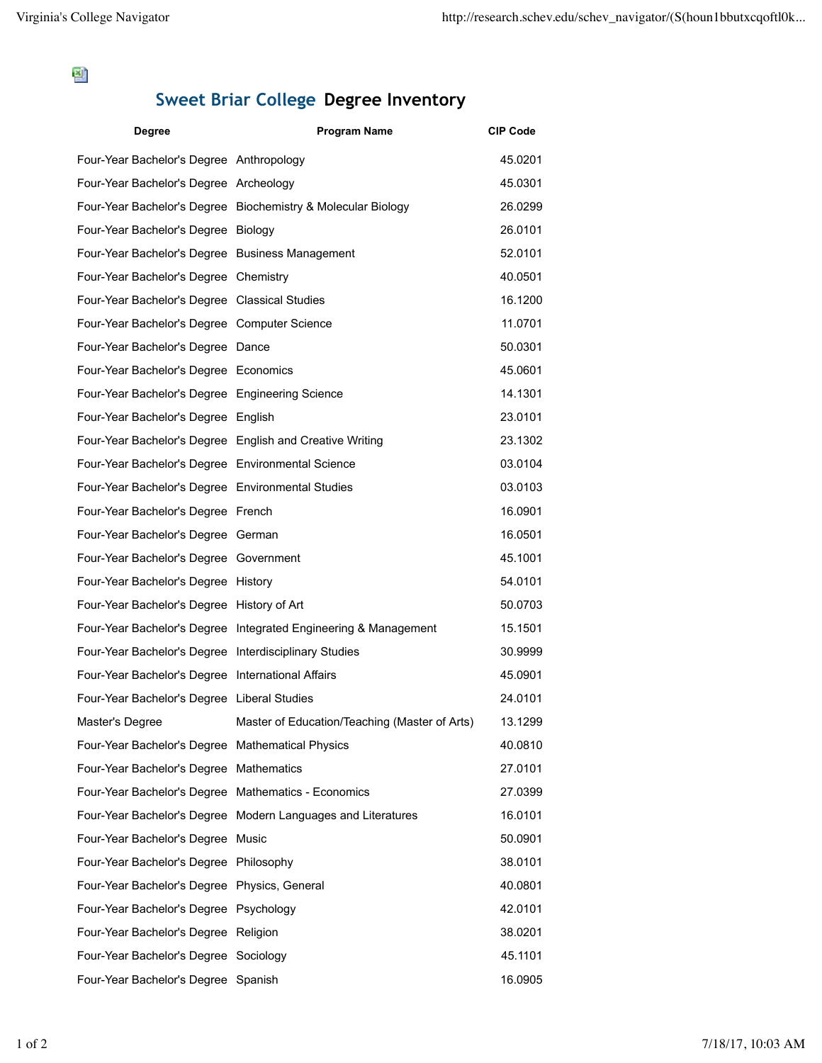# Sweet Briar College Degree Inventory

| Degree | Program Name | CIP Code |
|---|---|---|
| Four-Year Bachelor's Degree | Anthropology | 45.0201 |
| Four-Year Bachelor's Degree | Archeology | 45.0301 |
| Four-Year Bachelor's Degree | Biochemistry & Molecular Biology | 26.0299 |
| Four-Year Bachelor's Degree | Biology | 26.0101 |
| Four-Year Bachelor's Degree | Business Management | 52.0101 |
| Four-Year Bachelor's Degree | Chemistry | 40.0501 |
| Four-Year Bachelor's Degree | Classical Studies | 16.1200 |
| Four-Year Bachelor's Degree | Computer Science | 11.0701 |
| Four-Year Bachelor's Degree | Dance | 50.0301 |
| Four-Year Bachelor's Degree | Economics | 45.0601 |
| Four-Year Bachelor's Degree | Engineering Science | 14.1301 |
| Four-Year Bachelor's Degree | English | 23.0101 |
| Four-Year Bachelor's Degree | English and Creative Writing | 23.1302 |
| Four-Year Bachelor's Degree | Environmental Science | 03.0104 |
| Four-Year Bachelor's Degree | Environmental Studies | 03.0103 |
| Four-Year Bachelor's Degree | French | 16.0901 |
| Four-Year Bachelor's Degree | German | 16.0501 |
| Four-Year Bachelor's Degree | Government | 45.1001 |
| Four-Year Bachelor's Degree | History | 54.0101 |
| Four-Year Bachelor's Degree | History of Art | 50.0703 |
| Four-Year Bachelor's Degree | Integrated Engineering & Management | 15.1501 |
| Four-Year Bachelor's Degree | Interdisciplinary Studies | 30.9999 |
| Four-Year Bachelor's Degree | International Affairs | 45.0901 |
| Four-Year Bachelor's Degree | Liberal Studies | 24.0101 |
| Master's Degree | Master of Education/Teaching (Master of Arts) | 13.1299 |
| Four-Year Bachelor's Degree | Mathematical Physics | 40.0810 |
| Four-Year Bachelor's Degree | Mathematics | 27.0101 |
| Four-Year Bachelor's Degree | Mathematics - Economics | 27.0399 |
| Four-Year Bachelor's Degree | Modern Languages and Literatures | 16.0101 |
| Four-Year Bachelor's Degree | Music | 50.0901 |
| Four-Year Bachelor's Degree | Philosophy | 38.0101 |
| Four-Year Bachelor's Degree | Physics, General | 40.0801 |
| Four-Year Bachelor's Degree | Psychology | 42.0101 |
| Four-Year Bachelor's Degree | Religion | 38.0201 |
| Four-Year Bachelor's Degree | Sociology | 45.1101 |
| Four-Year Bachelor's Degree | Spanish | 16.0905 |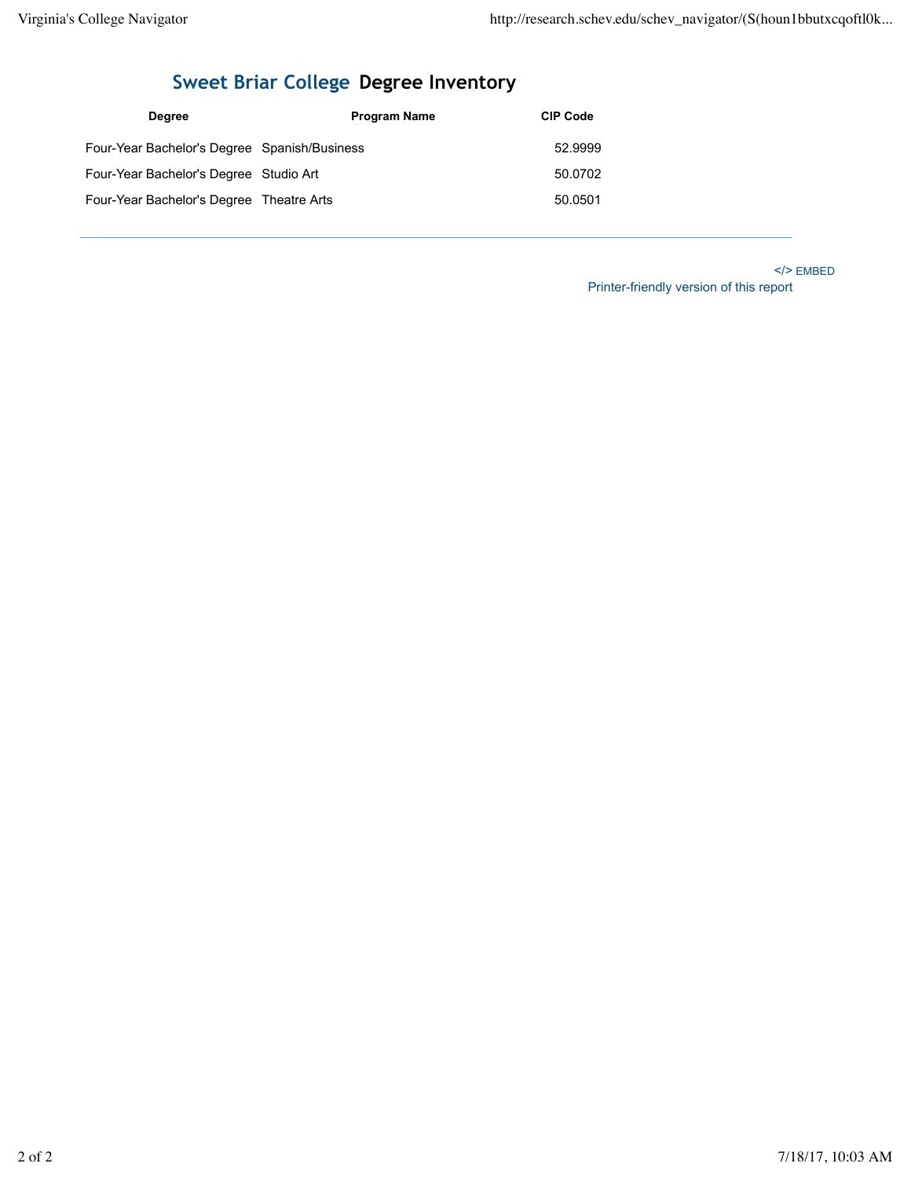## Sweet Briar College Degree Inventory

| Degree | Program Name | CIP Code |
| --- | --- | --- |
| Four-Year Bachelor's Degree | Spanish/Business | 52.9999 |
| Four-Year Bachelor's Degree | Studio Art | 50.0702 |
| Four-Year Bachelor's Degree | Theatre Arts | 50.0501 |

</> EMBED

Printer-friendly version of this report